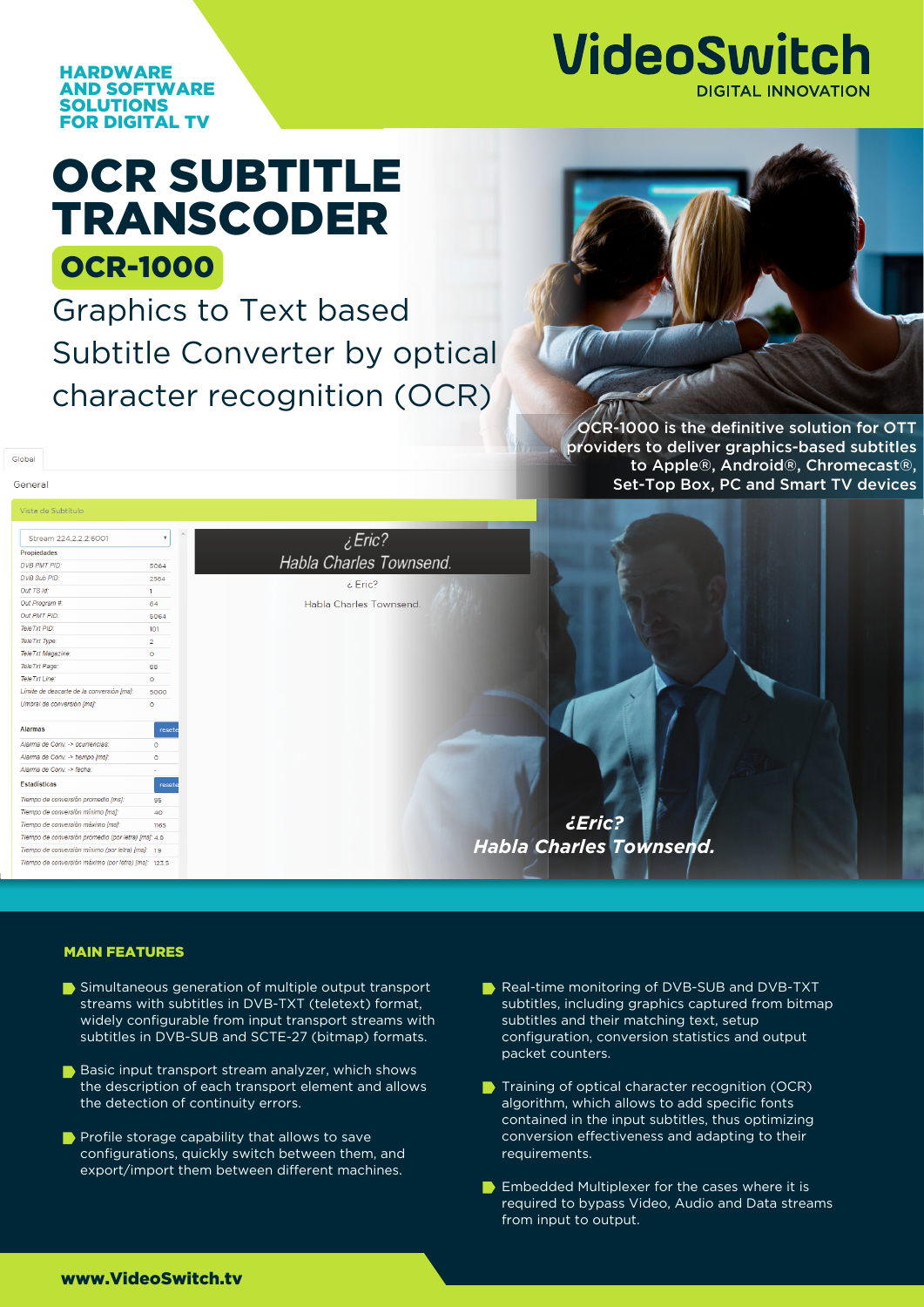HARDWARE AND SOFTWARE SOLUTIONS FOR DIGITAL TV

VideoSwitch
DIGITAL INNOVATION

# OCR SUBTITLE TRANSCODER

## OCR-1000

Graphics to Text based Subtitle Converter by optical character recognition (OCR)

**OCR-1000 is the definitive solution for OTT providers to deliver graphics-based subtitles to Apple®, Android®, Chromecast®, Set-Top Box, PC and Smart TV devices**

### MAIN FEATURES

- Simultaneous generation of multiple output transport streams with subtitles in DVB-TXT (teletext) format, widely configurable from input transport streams with subtitles in DVB-SUB and SCTE-27 (bitmap) formats.
- Basic input transport stream analyzer, which shows the description of each transport element and allows the detection of continuity errors.
- Profile storage capability that allows to save configurations, quickly switch between them, and export/import them between different machines.
- Real-time monitoring of DVB-SUB and DVB-TXT subtitles, including graphics captured from bitmap subtitles and their matching text, setup configuration, conversion statistics and output packet counters.
- Training of optical character recognition (OCR) algorithm, which allows to add specific fonts contained in the input subtitles, thus optimizing conversion effectiveness and adapting to their requirements.
- Embedded Multiplexer for the cases where it is required to bypass Video, Audio and Data streams from input to output.

www.VideoSwitch.tv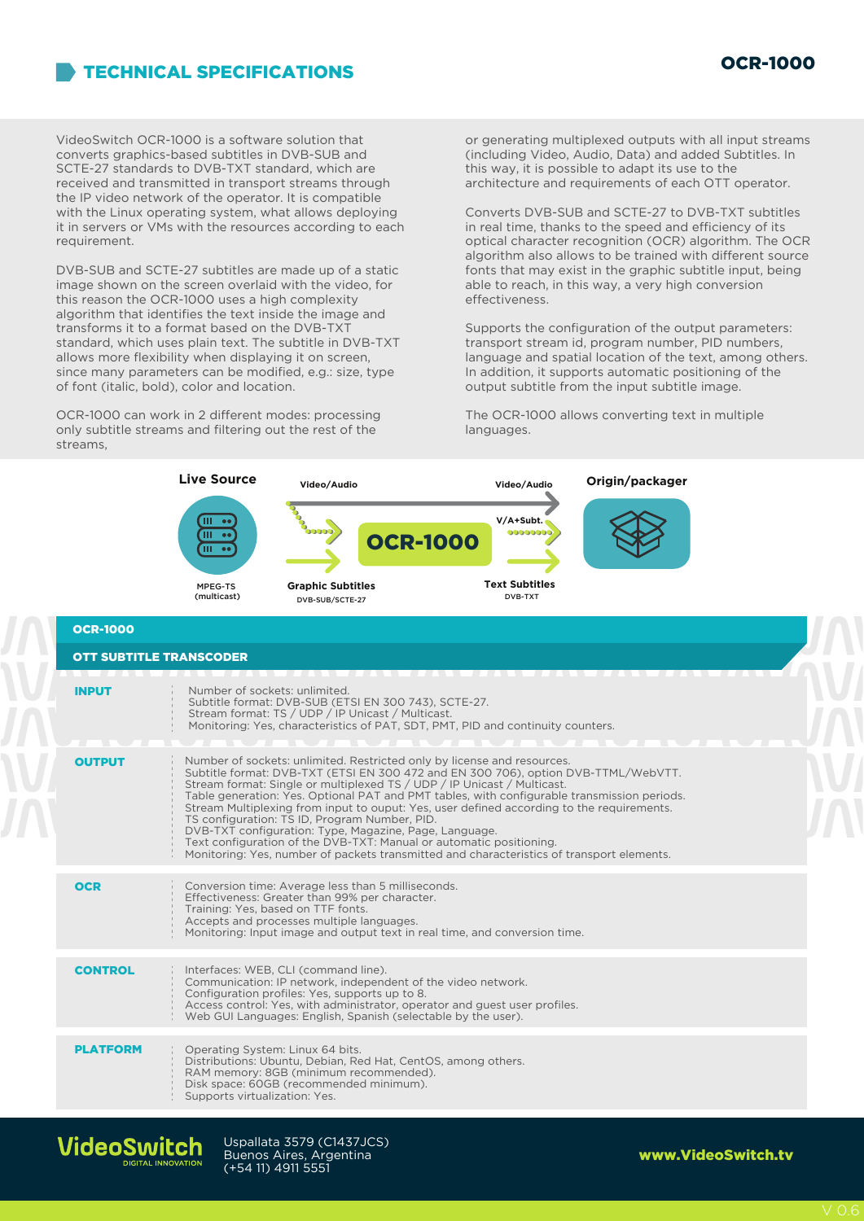# TECHNICAL SPECIFICATIONS

## OCR-1000

VideoSwitch OCR-1000 is a software solution that converts graphics-based subtitles in DVB-SUB and SCTE-27 standards to DVB-TXT standard, which are received and transmitted in transport streams through the IP video network of the operator. It is compatible with the Linux operating system, what allows deploying it in servers or VMs with the resources according to each requirement.

DVB-SUB and SCTE-27 subtitles are made up of a static image shown on the screen overlaid with the video, for this reason the OCR-1000 uses a high complexity algorithm that identifies the text inside the image and transforms it to a format based on the DVB-TXT standard, which uses plain text. The subtitle in DVB-TXT allows more flexibility when displaying it on screen, since many parameters can be modified, e.g.: size, type of font (italic, bold), color and location.

OCR-1000 can work in 2 different modes: processing only subtitle streams and filtering out the rest of the streams, or generating multiplexed outputs with all input streams (including Video, Audio, Data) and added Subtitles. In this way, it is possible to adapt its use to the architecture and requirements of each OTT operator.

Converts DVB-SUB and SCTE-27 to DVB-TXT subtitles in real time, thanks to the speed and efficiency of its optical character recognition (OCR) algorithm. The OCR algorithm also allows to be trained with different source fonts that may exist in the graphic subtitle input, being able to reach, in this way, a very high conversion effectiveness.

Supports the configuration of the output parameters: transport stream id, program number, PID numbers, language and spatial location of the text, among others. In addition, it supports automatic positioning of the output subtitle from the input subtitle image.

The OCR-1000 allows converting text in multiple languages.

Live Source
MPEG-TS (multicast)
Video/Audio
Graphic Subtitles
DVB-SUB/SCTE-27
OCR-1000
Video/Audio
V/A+Subt.
Text Subtitles
DVB-TXT
Origin/packager

### OCR-1000

#### OTT SUBTITLE TRANSCODER

| | |
|---|---|
| **INPUT** | Number of sockets: unlimited.<br>Subtitle format: DVB-SUB (ETSI EN 300 743), SCTE-27.<br>Stream format: TS / UDP / IP Unicast / Multicast.<br>Monitoring: Yes, characteristics of PAT, SDT, PMT, PID and continuity counters. |
| **OUTPUT** | Number of sockets: unlimited. Restricted only by license and resources.<br>Subtitle format: DVB-TXT (ETSI EN 300 472 and EN 300 706), option DVB-TTML/WebVTT.<br>Stream format: Single or multiplexed TS / UDP / IP Unicast / Multicast.<br>Table generation: Yes. Optional PAT and PMT tables, with configurable transmission periods.<br>Stream Multiplexing from input to ouput: Yes, user defined according to the requirements.<br>TS configuration: TS ID, Program Number, PID.<br>DVB-TXT configuration: Type, Magazine, Page, Language.<br>Text configuration of the DVB-TXT: Manual or automatic positioning.<br>Monitoring: Yes, number of packets transmitted and characteristics of transport elements. |
| **OCR** | Conversion time: Average less than 5 milliseconds.<br>Effectiveness: Greater than 99% per character.<br>Training: Yes, based on TTF fonts.<br>Accepts and processes multiple languages.<br>Monitoring: Input image and output text in real time, and conversion time. |
| **CONTROL** | Interfaces: WEB, CLI (command line).<br>Communication: IP network, independent of the video network.<br>Configuration profiles: Yes, supports up to 8.<br>Access control: Yes, with administrator, operator and guest user profiles.<br>Web GUI Languages: English, Spanish (selectable by the user). |
| **PLATFORM** | Operating System: Linux 64 bits.<br>Distributions: Ubuntu, Debian, Red Hat, CentOS, among others.<br>RAM memory: 8GB (minimum recommended).<br>Disk space: 60GB (recommended minimum).<br>Supports virtualization: Yes. |

VideoSwitch DIGITAL INNOVATION

Uspallata 3579 (C1437JCS)
Buenos Aires, Argentina
(+54 11) 4911 5551

www.VideoSwitch.tv

V 0.6